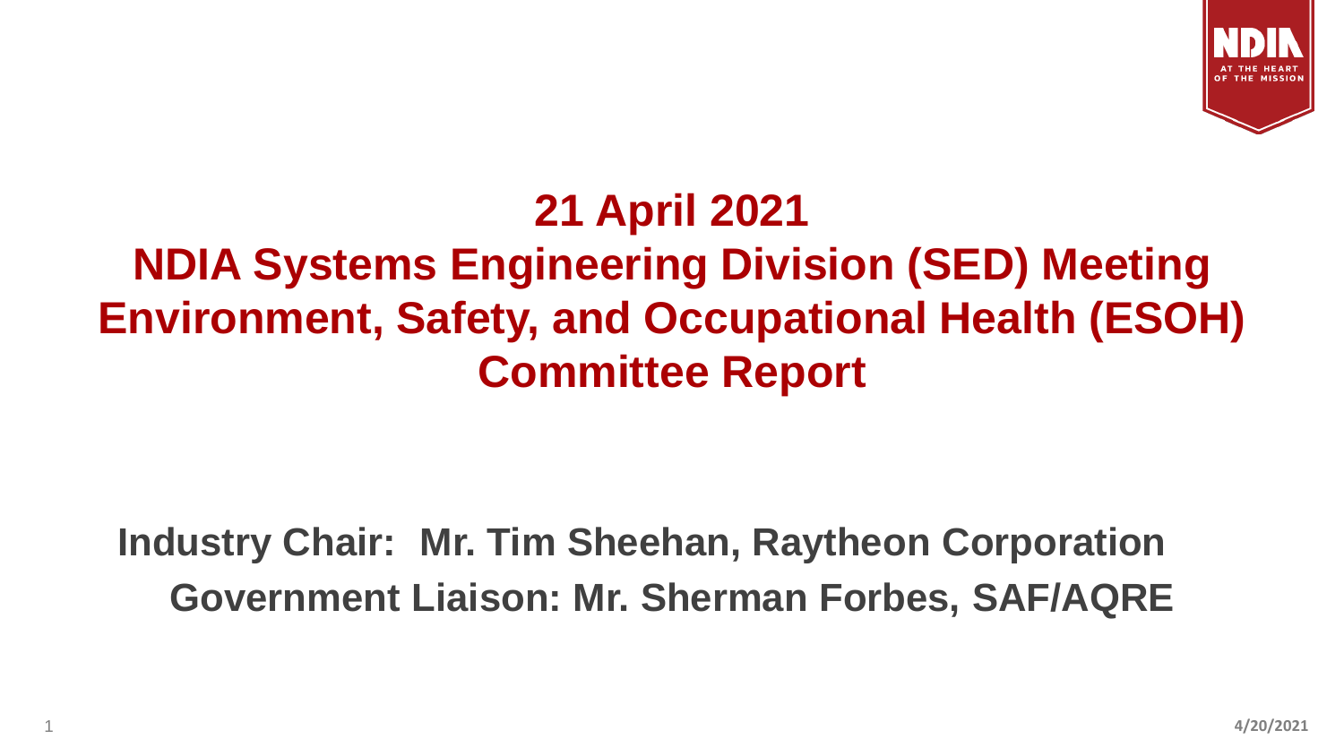# 21 April 2021
# NDIA Systems Engineering Division (SED) Meeting
# Environment, Safety, and Occupational Health (ESOH) Committee Report

**Industry Chair: Mr. Tim Sheehan, Raytheon Corporation**

**Government Liaison: Mr. Sherman Forbes, SAF/AQRE**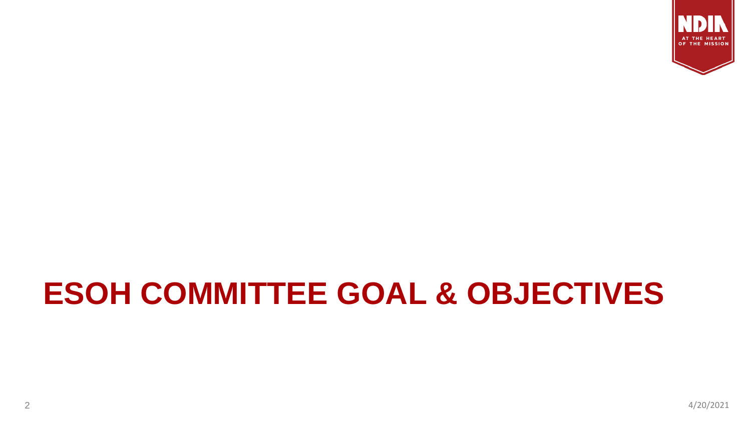# ESOH COMMITTEE GOAL & OBJECTIVES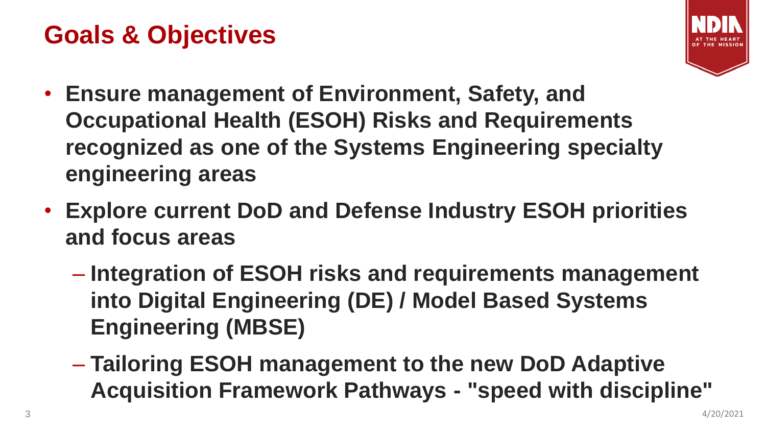# Goals & Objectives

- **Ensure management of Environment, Safety, and Occupational Health (ESOH) Risks and Requirements recognized as one of the Systems Engineering specialty engineering areas**
- **Explore current DoD and Defense Industry ESOH priorities and focus areas**
  - **Integration of ESOH risks and requirements management into Digital Engineering (DE) / Model Based Systems Engineering (MBSE)**
  - **Tailoring ESOH management to the new DoD Adaptive Acquisition Framework Pathways - "speed with discipline"**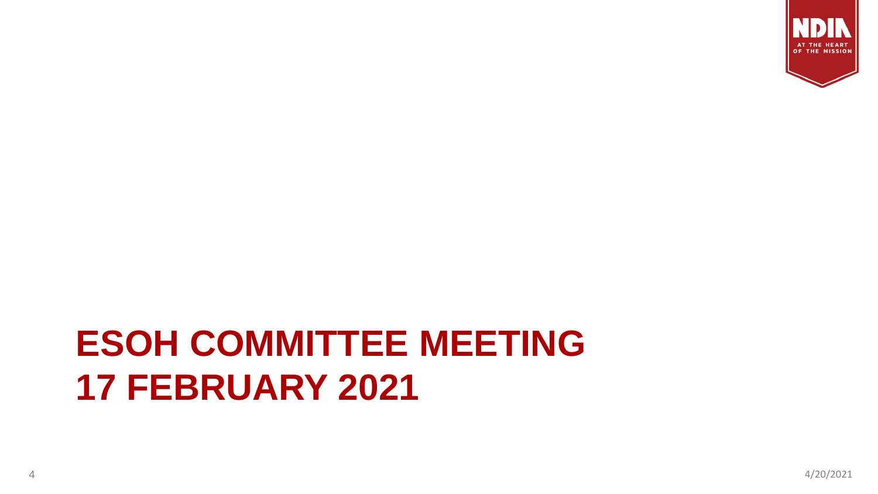# ESOH COMMITTEE MEETING
# 17 FEBRUARY 2021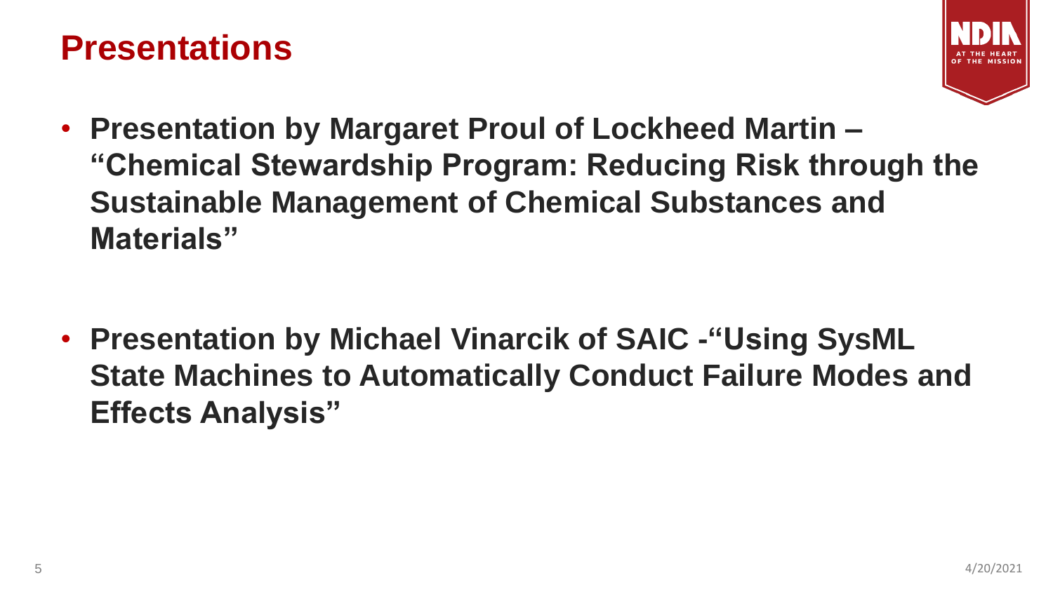# Presentations

- **Presentation by Margaret Proul of Lockheed Martin – "Chemical Stewardship Program: Reducing Risk through the Sustainable Management of Chemical Substances and Materials"**

- **Presentation by Michael Vinarcik of SAIC -"Using SysML State Machines to Automatically Conduct Failure Modes and Effects Analysis"**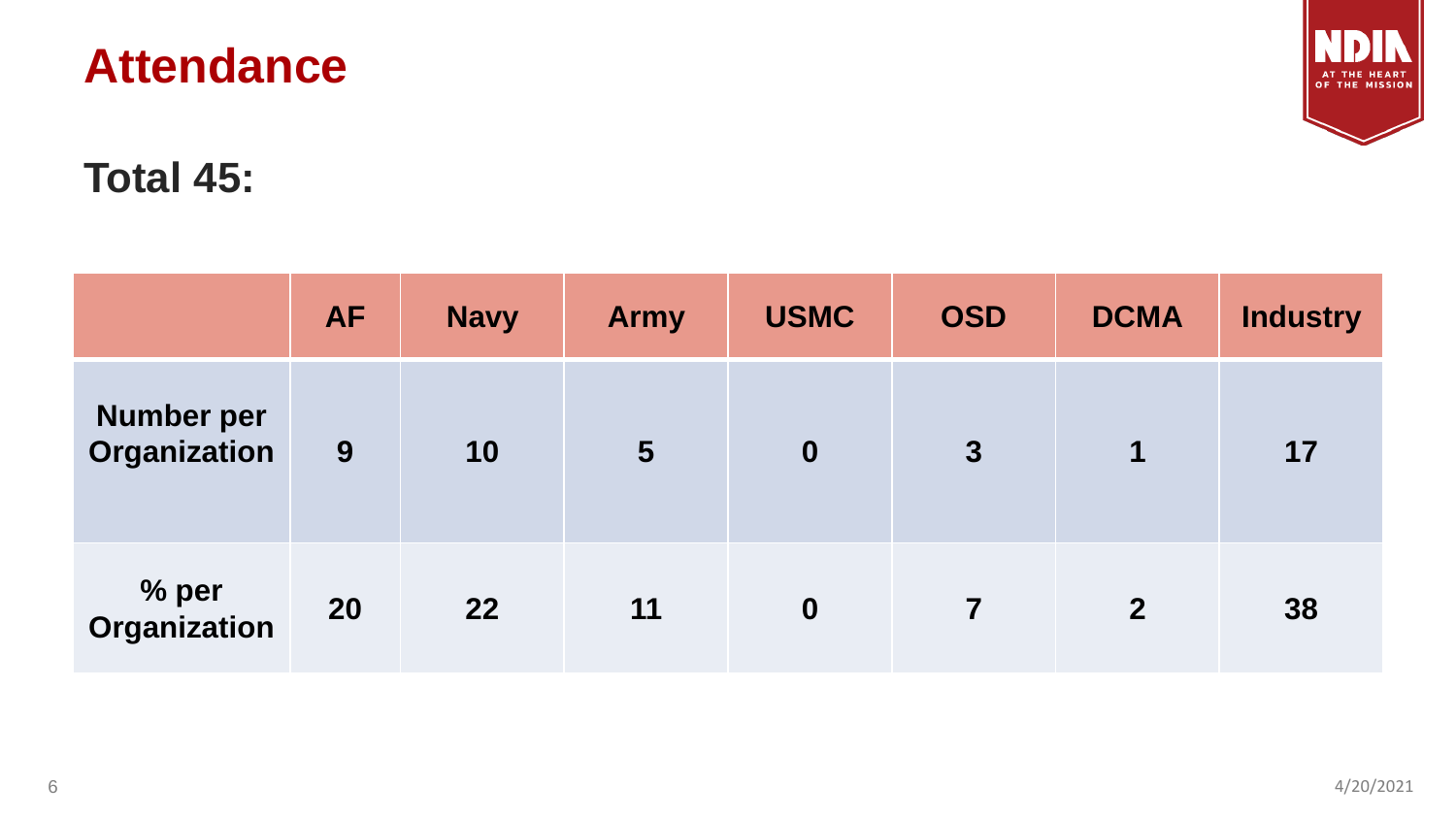# Attendance

## Total 45:

| | AF | Navy | Army | USMC | OSD | DCMA | Industry |
|---|---|---|---|---|---|---|---|
| **Number per Organization** | 9 | 10 | 5 | 0 | 3 | 1 | 17 |
| **% per Organization** | 20 | 22 | 11 | 0 | 7 | 2 | 38 |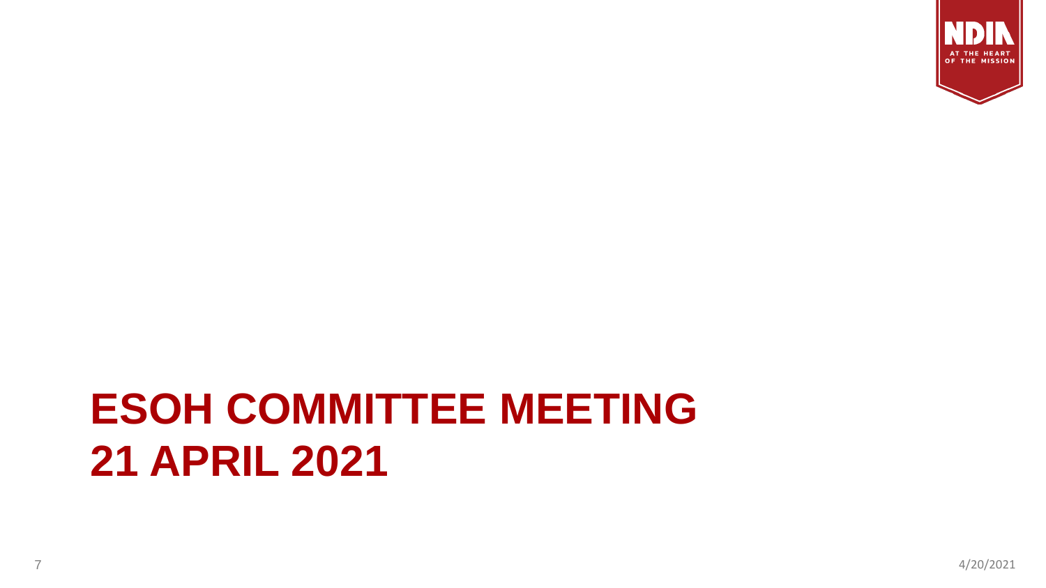# ESOH COMMITTEE MEETING
# 21 APRIL 2021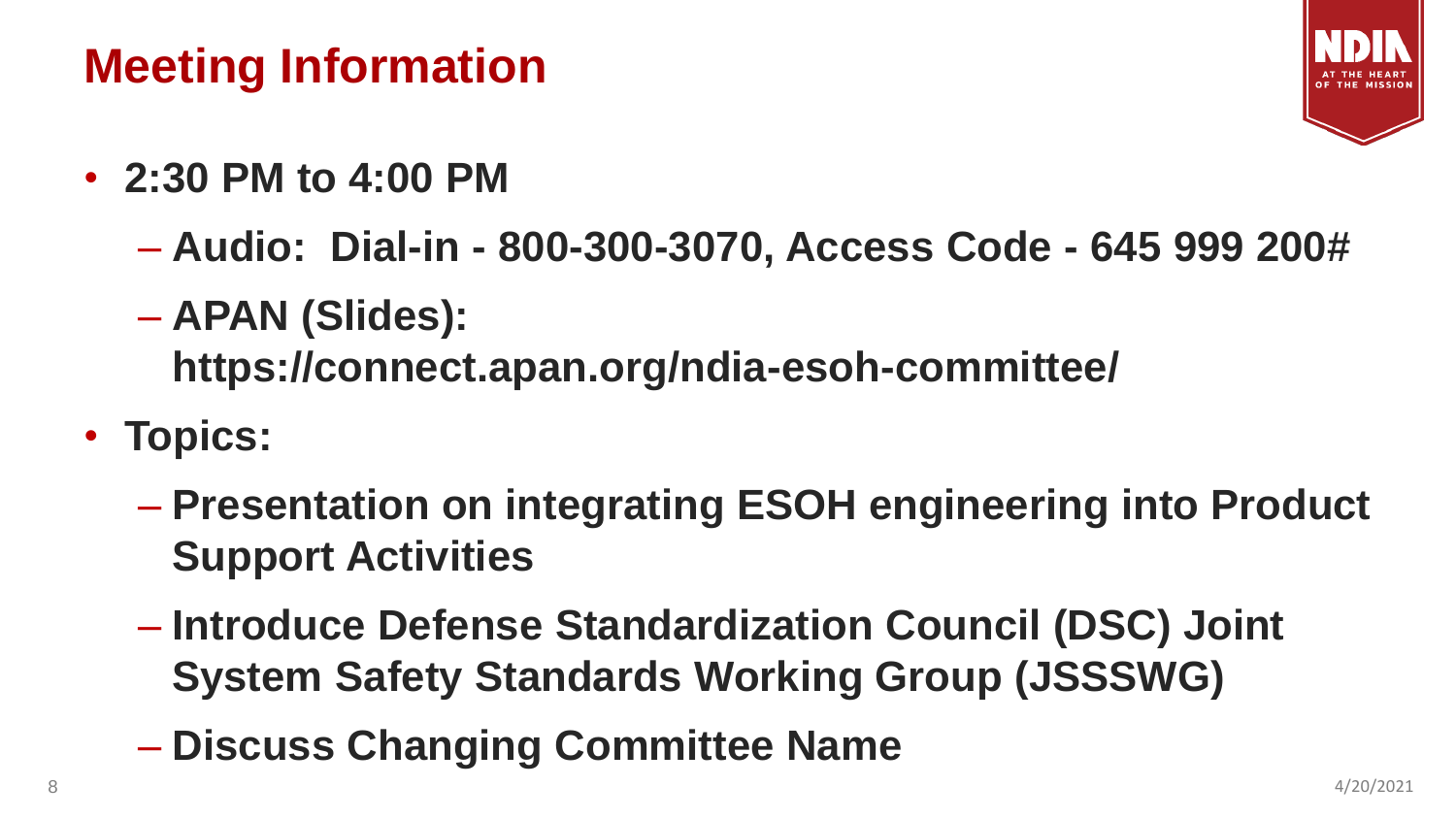# Meeting Information

- **2:30 PM to 4:00 PM**
  - **Audio: Dial-in - 800-300-3070, Access Code - 645 999 200#**
  - **APAN (Slides): https://connect.apan.org/ndia-esoh-committee/**
- **Topics:**
  - **Presentation on integrating ESOH engineering into Product Support Activities**
  - **Introduce Defense Standardization Council (DSC) Joint System Safety Standards Working Group (JSSSWG)**
  - **Discuss Changing Committee Name**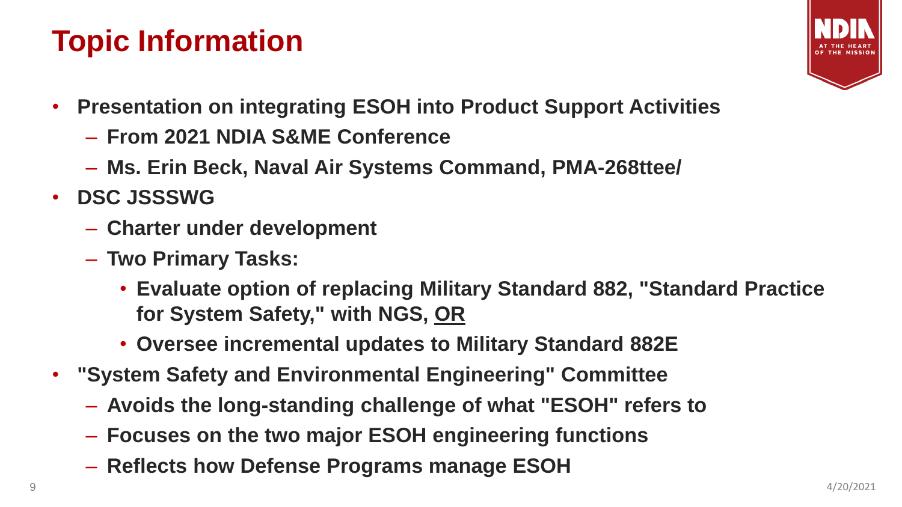# Topic Information

- **Presentation on integrating ESOH into Product Support Activities**
  - **From 2021 NDIA S&ME Conference**
  - **Ms. Erin Beck, Naval Air Systems Command, PMA-268ttee/**
- **DSC JSSSWG**
  - **Charter under development**
  - **Two Primary Tasks:**
    - **Evaluate option of replacing Military Standard 882, "Standard Practice for System Safety," with NGS, OR**
    - **Oversee incremental updates to Military Standard 882E**
- **"System Safety and Environmental Engineering" Committee**
  - **Avoids the long-standing challenge of what "ESOH" refers to**
  - **Focuses on the two major ESOH engineering functions**
  - **Reflects how Defense Programs manage ESOH**